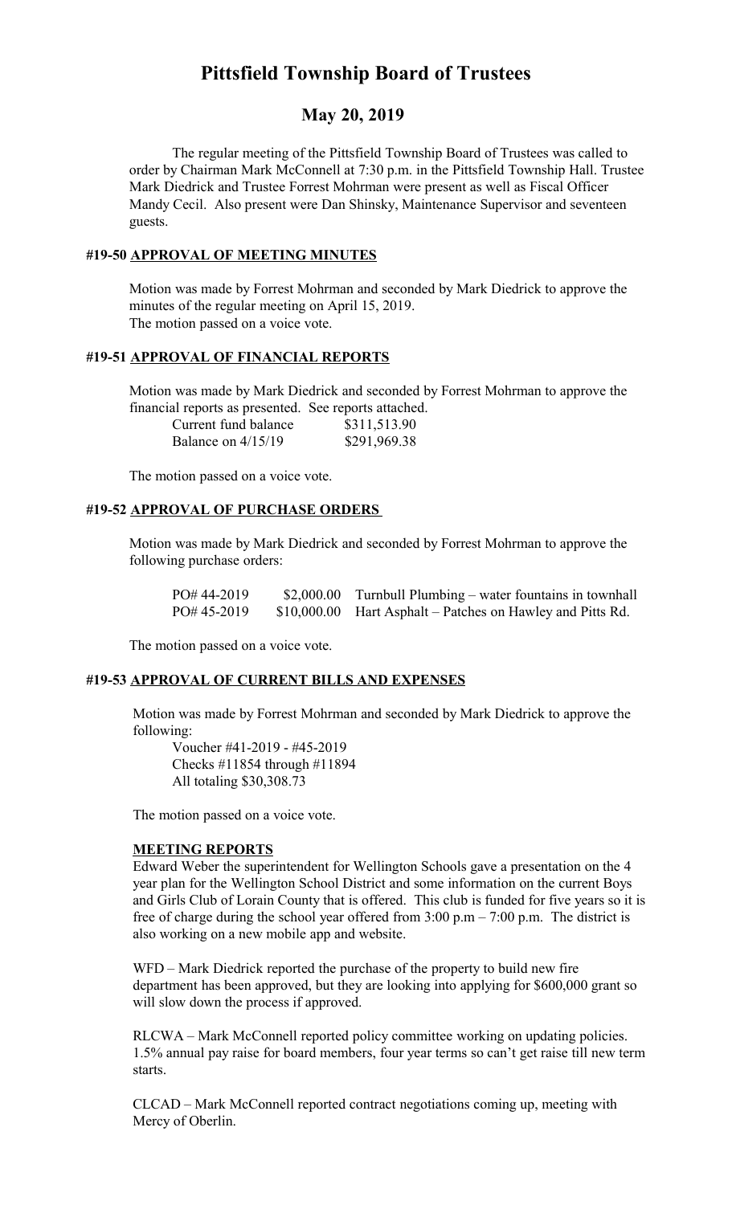# Pittsfield Township Board of Trustees

## May 20, 2019

The regular meeting of the Pittsfield Township Board of Trustees was called to order by Chairman Mark McConnell at 7:30 p.m. in the Pittsfield Township Hall. Trustee Mark Diedrick and Trustee Forrest Mohrman were present as well as Fiscal Officer Mandy Cecil. Also present were Dan Shinsky, Maintenance Supervisor and seventeen guests.

### #19-50 APPROVAL OF MEETING MINUTES

Motion was made by Forrest Mohrman and seconded by Mark Diedrick to approve the minutes of the regular meeting on April 15, 2019.
The motion passed on a voice vote.

### #19-51 APPROVAL OF FINANCIAL REPORTS

Motion was made by Mark Diedrick and seconded by Forrest Mohrman to approve the financial reports as presented. See reports attached.

| | |
|---|---|
| Current fund balance | \$311,513.90 |
| Balance on 4/15/19 | \$291,969.38 |

The motion passed on a voice vote.

### #19-52 APPROVAL OF PURCHASE ORDERS

Motion was made by Mark Diedrick and seconded by Forrest Mohrman to approve the following purchase orders:

| | | |
|---|---|---|
| PO# 44-2019 | \$2,000.00 | Turnbull Plumbing – water fountains in townhall |
| PO# 45-2019 | \$10,000.00 | Hart Asphalt – Patches on Hawley and Pitts Rd. |

The motion passed on a voice vote.

### #19-53 APPROVAL OF CURRENT BILLS AND EXPENSES

Motion was made by Forrest Mohrman and seconded by Mark Diedrick to approve the following:

Voucher #41-2019 - #45-2019
Checks #11854 through #11894
All totaling \$30,308.73

The motion passed on a voice vote.

### MEETING REPORTS

Edward Weber the superintendent for Wellington Schools gave a presentation on the 4 year plan for the Wellington School District and some information on the current Boys and Girls Club of Lorain County that is offered. This club is funded for five years so it is free of charge during the school year offered from 3:00 p.m – 7:00 p.m. The district is also working on a new mobile app and website.

WFD – Mark Diedrick reported the purchase of the property to build new fire department has been approved, but they are looking into applying for \$600,000 grant so will slow down the process if approved.

RLCWA – Mark McConnell reported policy committee working on updating policies. 1.5% annual pay raise for board members, four year terms so can't get raise till new term starts.

CLCAD – Mark McConnell reported contract negotiations coming up, meeting with Mercy of Oberlin.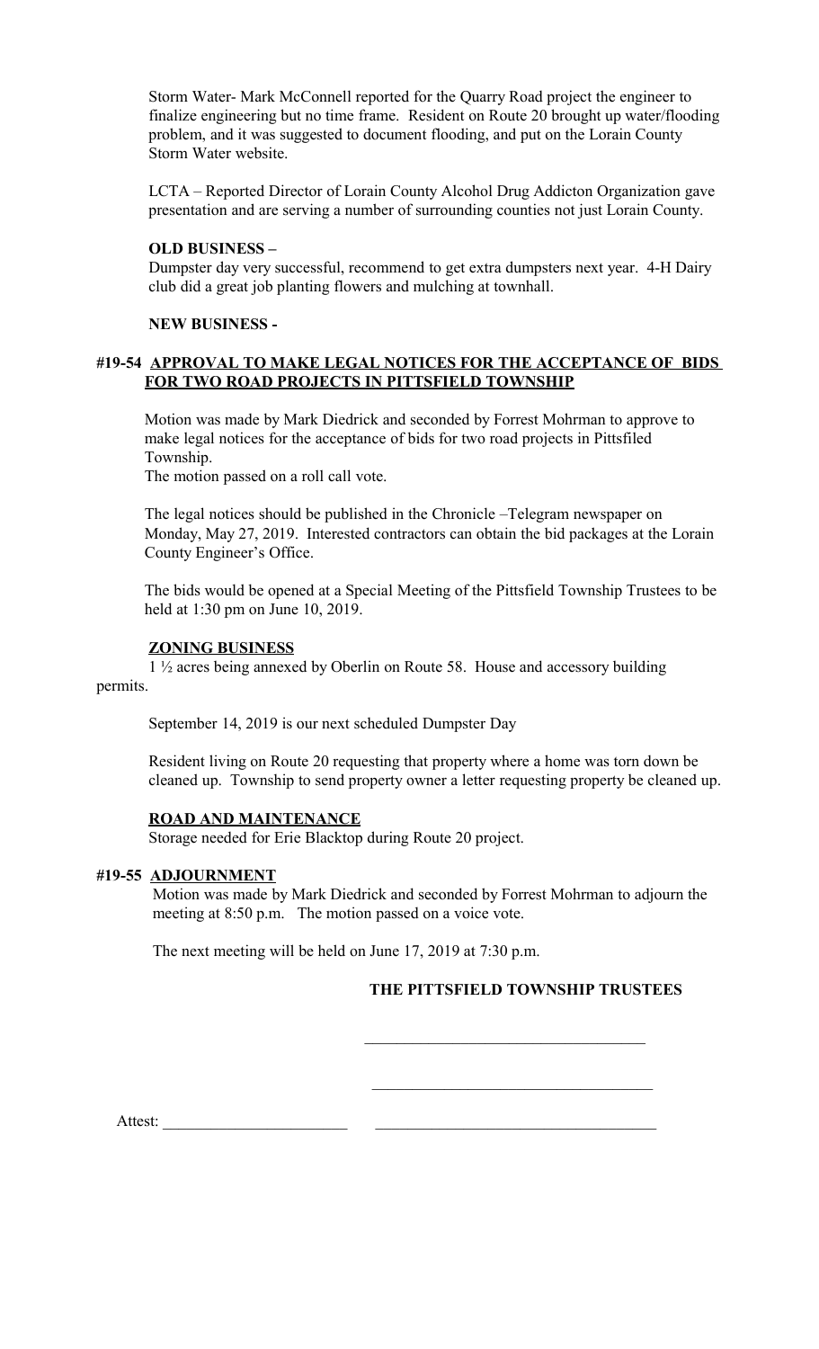Storm Water- Mark McConnell reported for the Quarry Road project the engineer to finalize engineering but no time frame. Resident on Route 20 brought up water/flooding problem, and it was suggested to document flooding, and put on the Lorain County Storm Water website.

LCTA – Reported Director of Lorain County Alcohol Drug Addicton Organization gave presentation and are serving a number of surrounding counties not just Lorain County.

**OLD BUSINESS –**

Dumpster day very successful, recommend to get extra dumpsters next year. 4-H Dairy club did a great job planting flowers and mulching at townhall.

**NEW BUSINESS -**

**#19-54 APPROVAL TO MAKE LEGAL NOTICES FOR THE ACCEPTANCE OF BIDS FOR TWO ROAD PROJECTS IN PITTSFIELD TOWNSHIP**

Motion was made by Mark Diedrick and seconded by Forrest Mohrman to approve to make legal notices for the acceptance of bids for two road projects in Pittsfiled Township.
The motion passed on a roll call vote.

The legal notices should be published in the Chronicle –Telegram newspaper on Monday, May 27, 2019. Interested contractors can obtain the bid packages at the Lorain County Engineer's Office.

The bids would be opened at a Special Meeting of the Pittsfield Township Trustees to be held at 1:30 pm on June 10, 2019.

**ZONING BUSINESS**

1 ½ acres being annexed by Oberlin on Route 58. House and accessory building permits.

September 14, 2019 is our next scheduled Dumpster Day

Resident living on Route 20 requesting that property where a home was torn down be cleaned up. Township to send property owner a letter requesting property be cleaned up.

**ROAD AND MAINTENANCE**

Storage needed for Erie Blacktop during Route 20 project.

**#19-55 ADJOURNMENT**

Motion was made by Mark Diedrick and seconded by Forrest Mohrman to adjourn the meeting at 8:50 p.m. The motion passed on a voice vote.

The next meeting will be held on June 17, 2019 at 7:30 p.m.

**THE PITTSFIELD TOWNSHIP TRUSTEES**

\_\_\_\_\_\_\_\_\_\_\_\_\_\_\_\_\_\_\_\_\_\_\_\_\_\_\_\_\_\_\_\_\_\_

\_\_\_\_\_\_\_\_\_\_\_\_\_\_\_\_\_\_\_\_\_\_\_\_\_\_\_\_\_\_\_\_\_\_

Attest: \_\_\_\_\_\_\_\_\_\_\_\_\_\_\_\_\_\_\_\_\_\_ \_\_\_\_\_\_\_\_\_\_\_\_\_\_\_\_\_\_\_\_\_\_\_\_\_\_\_\_\_\_\_\_\_\_